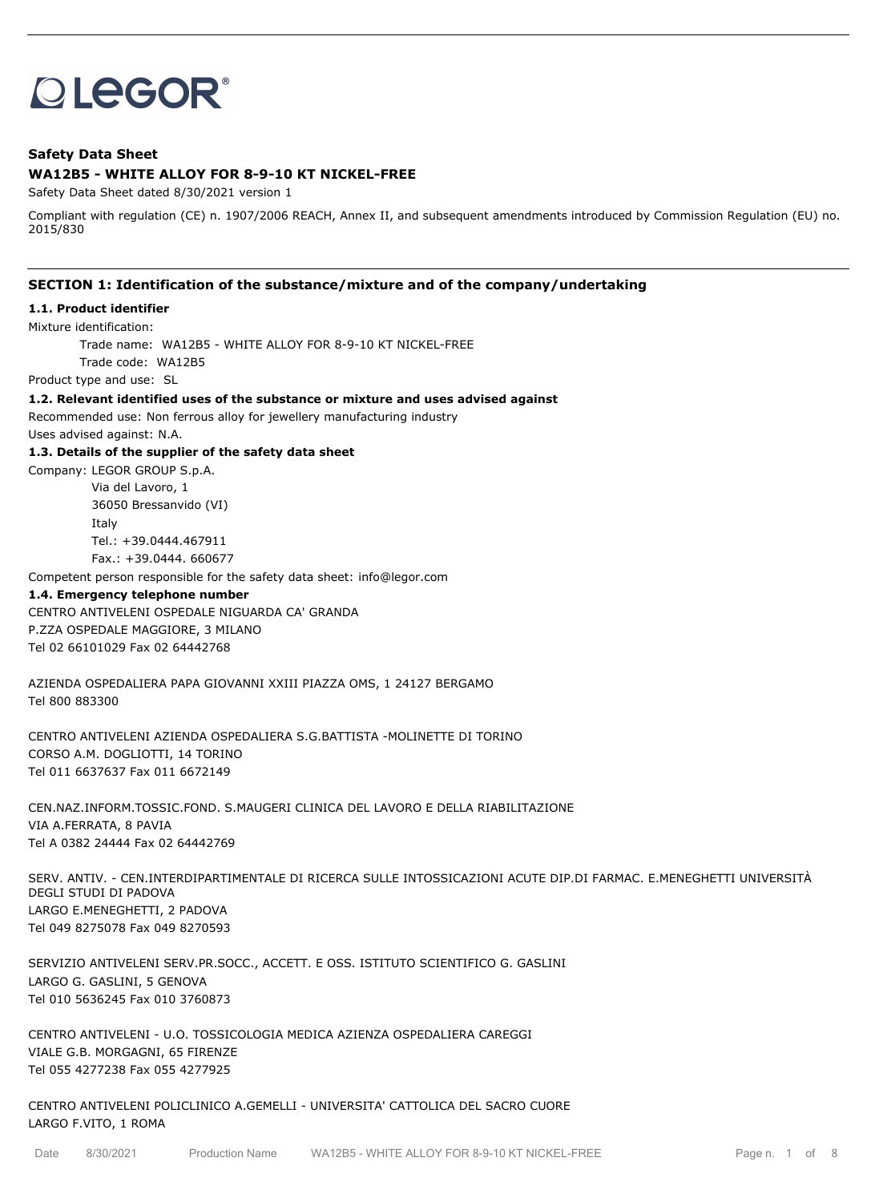LEGOR®

**Safety Data Sheet**

**WA12B5 - WHITE ALLOY FOR 8-9-10 KT NICKEL-FREE**

Safety Data Sheet dated 8/30/2021 version 1

Compliant with regulation (CE) n. 1907/2006 REACH, Annex II, and subsequent amendments introduced by Commission Regulation (EU) no. 2015/830

## SECTION 1: Identification of the substance/mixture and of the company/undertaking

**1.1. Product identifier**

Mixture identification:

Trade name: WA12B5 - WHITE ALLOY FOR 8-9-10 KT NICKEL-FREE

Trade code: WA12B5

Product type and use: SL

**1.2. Relevant identified uses of the substance or mixture and uses advised against**

Recommended use: Non ferrous alloy for jewellery manufacturing industry

Uses advised against: N.A.

**1.3. Details of the supplier of the safety data sheet**

Company: LEGOR GROUP S.p.A.

Via del Lavoro, 1

36050 Bressanvido (VI)

Italy

Tel.: +39.0444.467911

Fax.: +39.0444. 660677

Competent person responsible for the safety data sheet: info@legor.com

**1.4. Emergency telephone number**

CENTRO ANTIVELENI OSPEDALE NIGUARDA CA' GRANDA
P.ZZA OSPEDALE MAGGIORE, 3 MILANO
Tel 02 66101029 Fax 02 64442768

AZIENDA OSPEDALIERA PAPA GIOVANNI XXIII PIAZZA OMS, 1 24127 BERGAMO
Tel 800 883300

CENTRO ANTIVELENI AZIENDA OSPEDALIERA S.G.BATTISTA -MOLINETTE DI TORINO
CORSO A.M. DOGLIOTTI, 14 TORINO
Tel 011 6637637 Fax 011 6672149

CEN.NAZ.INFORM.TOSSIC.FOND. S.MAUGERI CLINICA DEL LAVORO E DELLA RIABILITAZIONE
VIA A.FERRATA, 8 PAVIA
Tel A 0382 24444 Fax 02 64442769

SERV. ANTIV. - CEN.INTERDIPARTIMENTALE DI RICERCA SULLE INTOSSICAZIONI ACUTE DIP.DI FARMAC. E.MENEGHETTI UNIVERSITÀ DEGLI STUDI DI PADOVA
LARGO E.MENEGHETTI, 2 PADOVA
Tel 049 8275078 Fax 049 8270593

SERVIZIO ANTIVELENI SERV.PR.SOCC., ACCETT. E OSS. ISTITUTO SCIENTIFICO G. GASLINI
LARGO G. GASLINI, 5 GENOVA
Tel 010 5636245 Fax 010 3760873

CENTRO ANTIVELENI - U.O. TOSSICOLOGIA MEDICA AZIENZA OSPEDALIERA CAREGGI
VIALE G.B. MORGAGNI, 65 FIRENZE
Tel 055 4277238 Fax 055 4277925

CENTRO ANTIVELENI POLICLINICO A.GEMELLI - UNIVERSITA' CATTOLICA DEL SACRO CUORE
LARGO F.VITO, 1 ROMA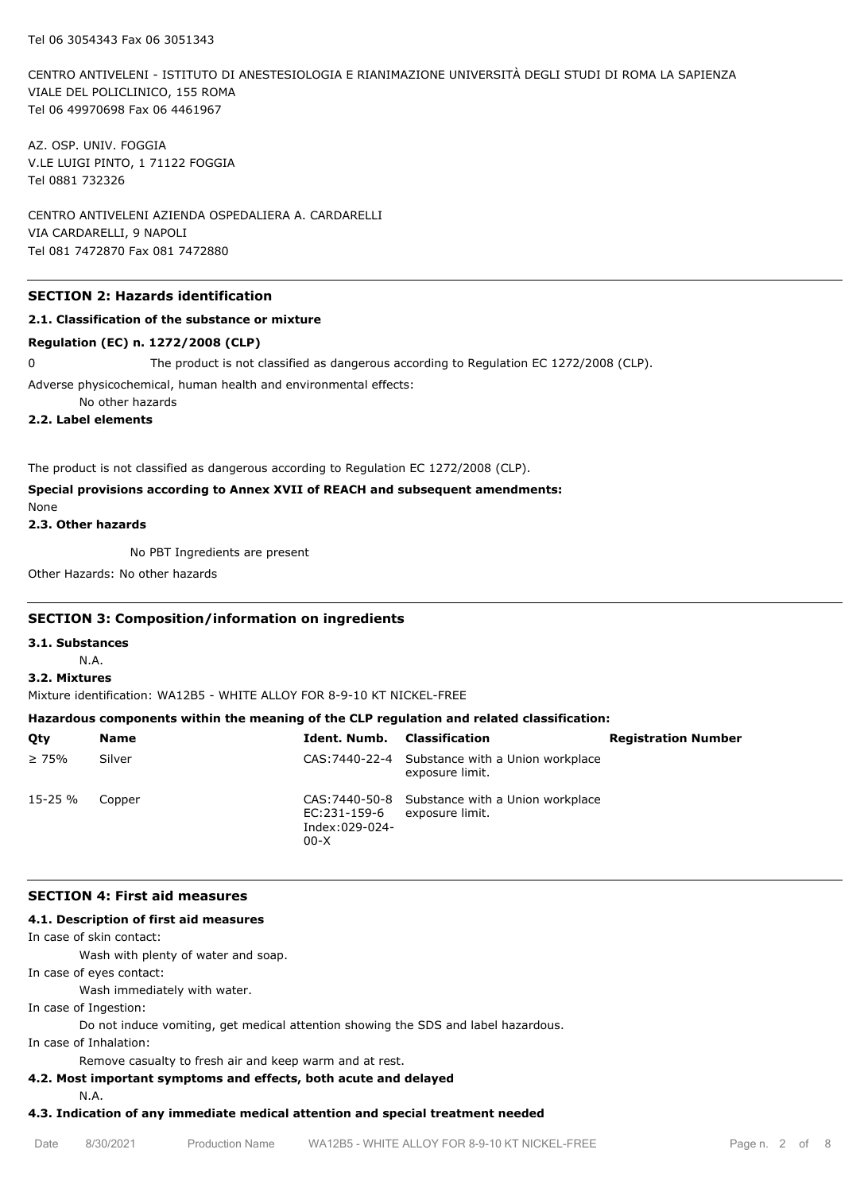Tel 06 3054343 Fax 06 3051343

CENTRO ANTIVELENI - ISTITUTO DI ANESTESIOLOGIA E RIANIMAZIONE UNIVERSITÀ DEGLI STUDI DI ROMA LA SAPIENZA
VIALE DEL POLICLINICO, 155 ROMA
Tel 06 49970698 Fax 06 4461967

AZ. OSP. UNIV. FOGGIA
V.LE LUIGI PINTO, 1 71122 FOGGIA
Tel 0881 732326

CENTRO ANTIVELENI AZIENDA OSPEDALIERA A. CARDARELLI
VIA CARDARELLI, 9 NAPOLI
Tel 081 7472870 Fax 081 7472880

## SECTION 2: Hazards identification

### 2.1. Classification of the substance or mixture

**Regulation (EC) n. 1272/2008 (CLP)**

0 The product is not classified as dangerous according to Regulation EC 1272/2008 (CLP).

Adverse physicochemical, human health and environmental effects:

No other hazards

### 2.2. Label elements

The product is not classified as dangerous according to Regulation EC 1272/2008 (CLP).

**Special provisions according to Annex XVII of REACH and subsequent amendments:**

None

### 2.3. Other hazards

No PBT Ingredients are present

Other Hazards: No other hazards

## SECTION 3: Composition/information on ingredients

### 3.1. Substances

N.A.

### 3.2. Mixtures

Mixture identification: WA12B5 - WHITE ALLOY FOR 8-9-10 KT NICKEL-FREE

**Hazardous components within the meaning of the CLP regulation and related classification:**

| Qty | Name | Ident. Numb. | Classification | Registration Number |
|---|---|---|---|---|
| ≥ 75% | Silver | CAS:7440-22-4 | Substance with a Union workplace exposure limit. | |
| 15-25 % | Copper | CAS:7440-50-8 EC:231-159-6 Index:029-024-00-X | Substance with a Union workplace exposure limit. | |

## SECTION 4: First aid measures

### 4.1. Description of first aid measures

In case of skin contact:

Wash with plenty of water and soap.

In case of eyes contact:

Wash immediately with water.

In case of Ingestion:

Do not induce vomiting, get medical attention showing the SDS and label hazardous.

In case of Inhalation:

Remove casualty to fresh air and keep warm and at rest.

### 4.2. Most important symptoms and effects, both acute and delayed

N.A.

### 4.3. Indication of any immediate medical attention and special treatment needed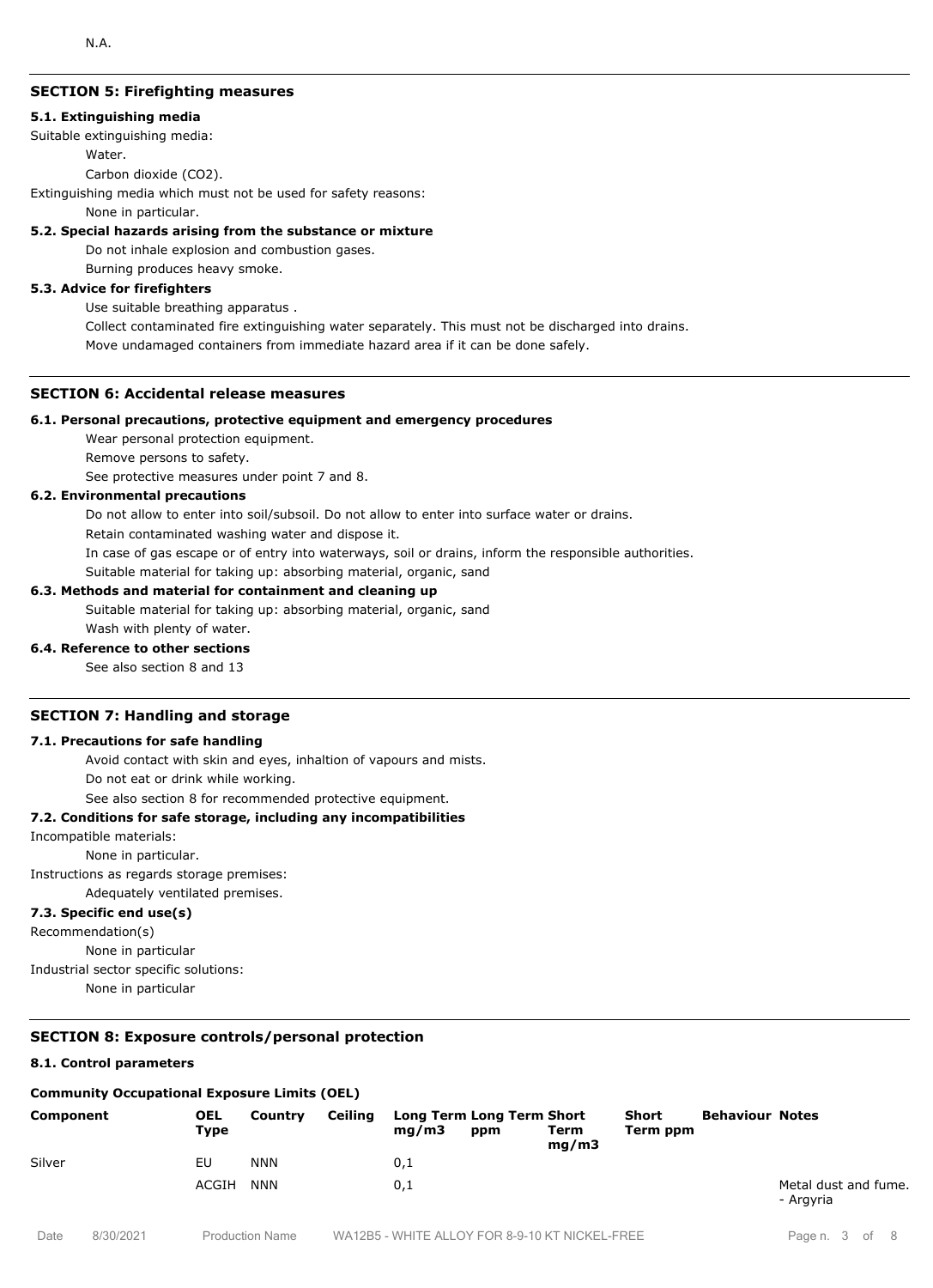N.A.

## SECTION 5: Firefighting measures

### 5.1. Extinguishing media

Suitable extinguishing media:

Water.

Carbon dioxide ($CO_2$).

Extinguishing media which must not be used for safety reasons:

None in particular.

### 5.2. Special hazards arising from the substance or mixture

Do not inhale explosion and combustion gases.

Burning produces heavy smoke.

### 5.3. Advice for firefighters

Use suitable breathing apparatus .

Collect contaminated fire extinguishing water separately. This must not be discharged into drains.

Move undamaged containers from immediate hazard area if it can be done safely.

## SECTION 6: Accidental release measures

### 6.1. Personal precautions, protective equipment and emergency procedures

Wear personal protection equipment.

Remove persons to safety.

See protective measures under point 7 and 8.

### 6.2. Environmental precautions

Do not allow to enter into soil/subsoil. Do not allow to enter into surface water or drains.

Retain contaminated washing water and dispose it.

In case of gas escape or of entry into waterways, soil or drains, inform the responsible authorities.

Suitable material for taking up: absorbing material, organic, sand

### 6.3. Methods and material for containment and cleaning up

Suitable material for taking up: absorbing material, organic, sand

Wash with plenty of water.

### 6.4. Reference to other sections

See also section 8 and 13

## SECTION 7: Handling and storage

### 7.1. Precautions for safe handling

Avoid contact with skin and eyes, inhaltion of vapours and mists.

Do not eat or drink while working.

See also section 8 for recommended protective equipment.

### 7.2. Conditions for safe storage, including any incompatibilities

Incompatible materials:

None in particular.

Instructions as regards storage premises:

Adequately ventilated premises.

### 7.3. Specific end use(s)

Recommendation(s)

None in particular

Industrial sector specific solutions:

None in particular

## SECTION 8: Exposure controls/personal protection

### 8.1. Control parameters

**Community Occupational Exposure Limits (OEL)**

| Component | OEL Type | Country | Ceiling | Long Term mg/m3 | Long Term ppm | Short Term mg/m3 | Short Term ppm | Behaviour | Notes |
|---|---|---|---|---|---|---|---|---|---|
| Silver | EU | NNN | | 0,1 | | | | | |
| | ACGIH | NNN | | 0,1 | | | | | Metal dust and fume. - Argyria |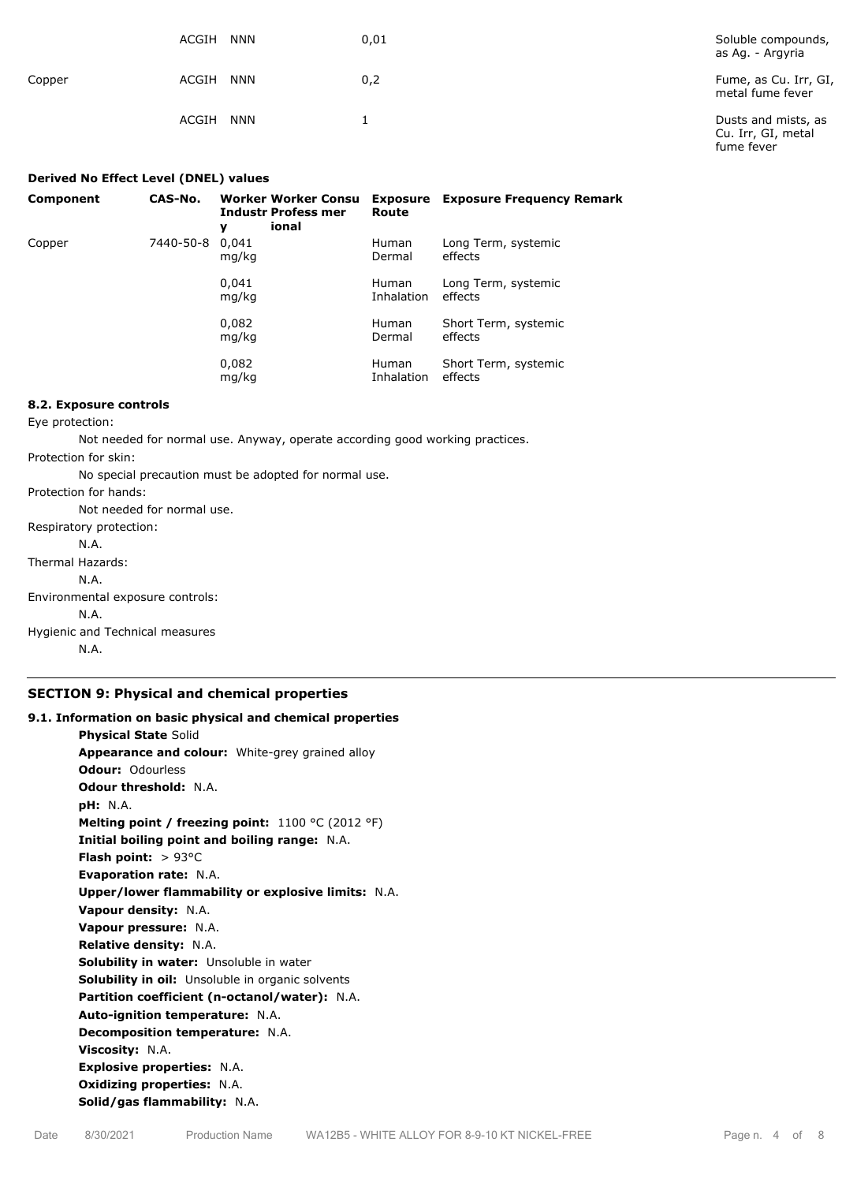| | | | | |
|---|---|---|---|---|
| | ACGIH | NNN | 0,01 | Soluble compounds, as Ag. - Argyria |
| Copper | ACGIH | NNN | 0,2 | Fume, as Cu. Irr, GI, metal fume fever |
| | ACGIH | NNN | 1 | Dusts and mists, as Cu. Irr, GI, metal fume fever |

**Derived No Effect Level (DNEL) values**

| Component | CAS-No. | Worker Industry | Worker Professional | Consumer | Exposure Route | Exposure Frequency | Remark |
|---|---|---|---|---|---|---|---|
| Copper | 7440-50-8 | 0,041 mg/kg | | | Human Dermal | Long Term, systemic effects | |
| | | 0,041 mg/kg | | | Human Inhalation | Long Term, systemic effects | |
| | | 0,082 mg/kg | | | Human Dermal | Short Term, systemic effects | |
| | | 0,082 mg/kg | | | Human Inhalation | Short Term, systemic effects | |

**8.2. Exposure controls**

Eye protection:

Not needed for normal use. Anyway, operate according good working practices.

Protection for skin:

No special precaution must be adopted for normal use.

Protection for hands:

Not needed for normal use.

Respiratory protection:

N.A.

Thermal Hazards:

N.A.

Environmental exposure controls:

N.A.

Hygienic and Technical measures

N.A.

## SECTION 9: Physical and chemical properties

**9.1. Information on basic physical and chemical properties**

**Physical State** Solid
**Appearance and colour:** White-grey grained alloy
**Odour:** Odourless
**Odour threshold:** N.A.
**pH:** N.A.
**Melting point / freezing point:** 1100 °C (2012 °F)
**Initial boiling point and boiling range:** N.A.
**Flash point:** > 93°C
**Evaporation rate:** N.A.
**Upper/lower flammability or explosive limits:** N.A.
**Vapour density:** N.A.
**Vapour pressure:** N.A.
**Relative density:** N.A.
**Solubility in water:** Unsoluble in water
**Solubility in oil:** Unsoluble in organic solvents
**Partition coefficient (n-octanol/water):** N.A.
**Auto-ignition temperature:** N.A.
**Decomposition temperature:** N.A.
**Viscosity:** N.A.
**Explosive properties:** N.A.
**Oxidizing properties:** N.A.
**Solid/gas flammability:** N.A.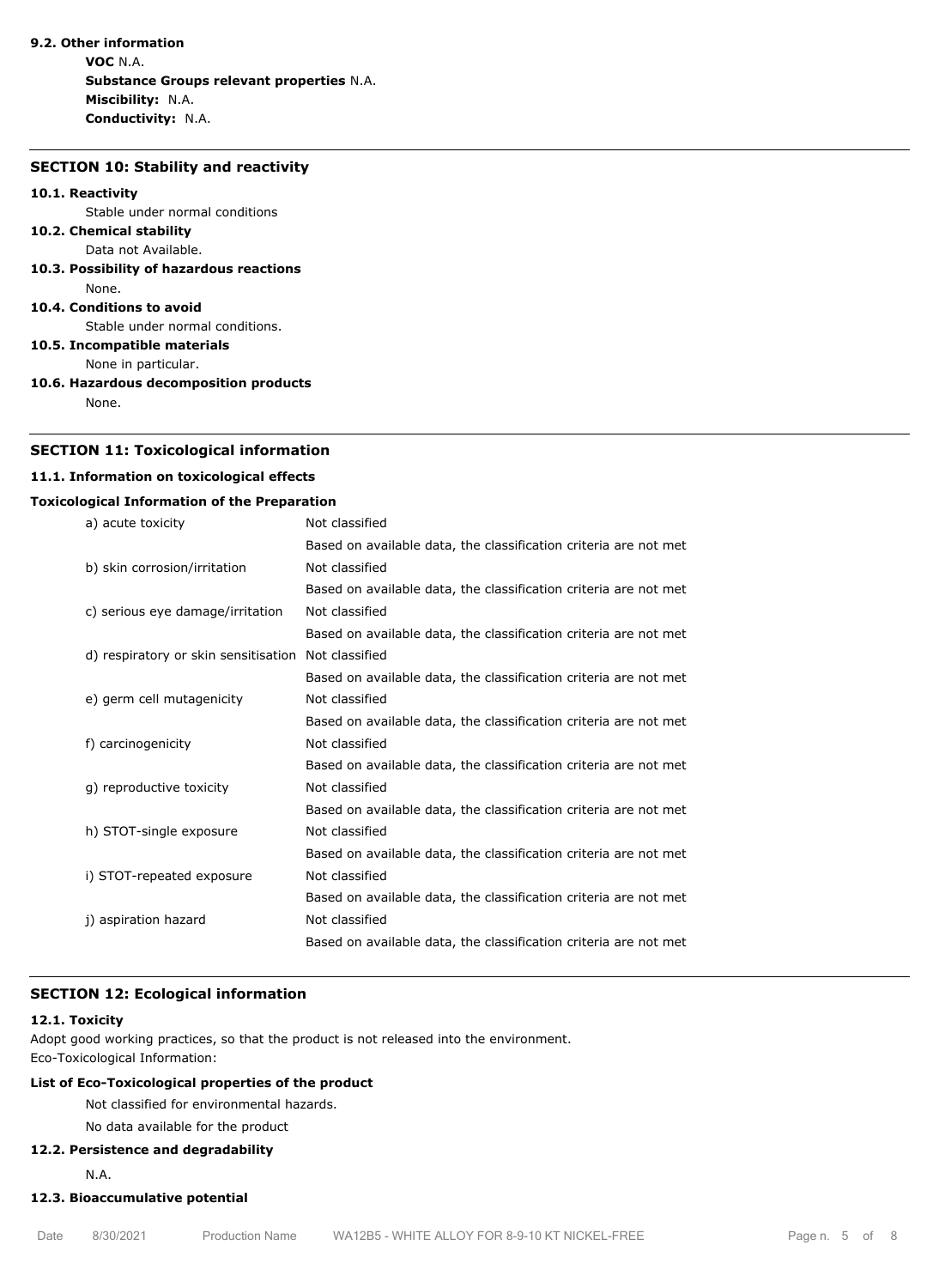**9.2. Other information**

**VOC** N.A.

**Substance Groups relevant properties** N.A.

**Miscibility:** N.A.

**Conductivity:** N.A.

## SECTION 10: Stability and reactivity

**10.1. Reactivity**

Stable under normal conditions

**10.2. Chemical stability**

Data not Available.

**10.3. Possibility of hazardous reactions**

None.

**10.4. Conditions to avoid**

Stable under normal conditions.

**10.5. Incompatible materials**

None in particular.

**10.6. Hazardous decomposition products**

None.

## SECTION 11: Toxicological information

**11.1. Information on toxicological effects**

**Toxicological Information of the Preparation**

| | |
|---|---|
| a) acute toxicity | Not classified |
| | Based on available data, the classification criteria are not met |
| b) skin corrosion/irritation | Not classified |
| | Based on available data, the classification criteria are not met |
| c) serious eye damage/irritation | Not classified |
| | Based on available data, the classification criteria are not met |
| d) respiratory or skin sensitisation | Not classified |
| | Based on available data, the classification criteria are not met |
| e) germ cell mutagenicity | Not classified |
| | Based on available data, the classification criteria are not met |
| f) carcinogenicity | Not classified |
| | Based on available data, the classification criteria are not met |
| g) reproductive toxicity | Not classified |
| | Based on available data, the classification criteria are not met |
| h) STOT-single exposure | Not classified |
| | Based on available data, the classification criteria are not met |
| i) STOT-repeated exposure | Not classified |
| | Based on available data, the classification criteria are not met |
| j) aspiration hazard | Not classified |
| | Based on available data, the classification criteria are not met |

## SECTION 12: Ecological information

**12.1. Toxicity**

Adopt good working practices, so that the product is not released into the environment.
Eco-Toxicological Information:

**List of Eco-Toxicological properties of the product**

Not classified for environmental hazards.

No data available for the product

**12.2. Persistence and degradability**

N.A.

**12.3. Bioaccumulative potential**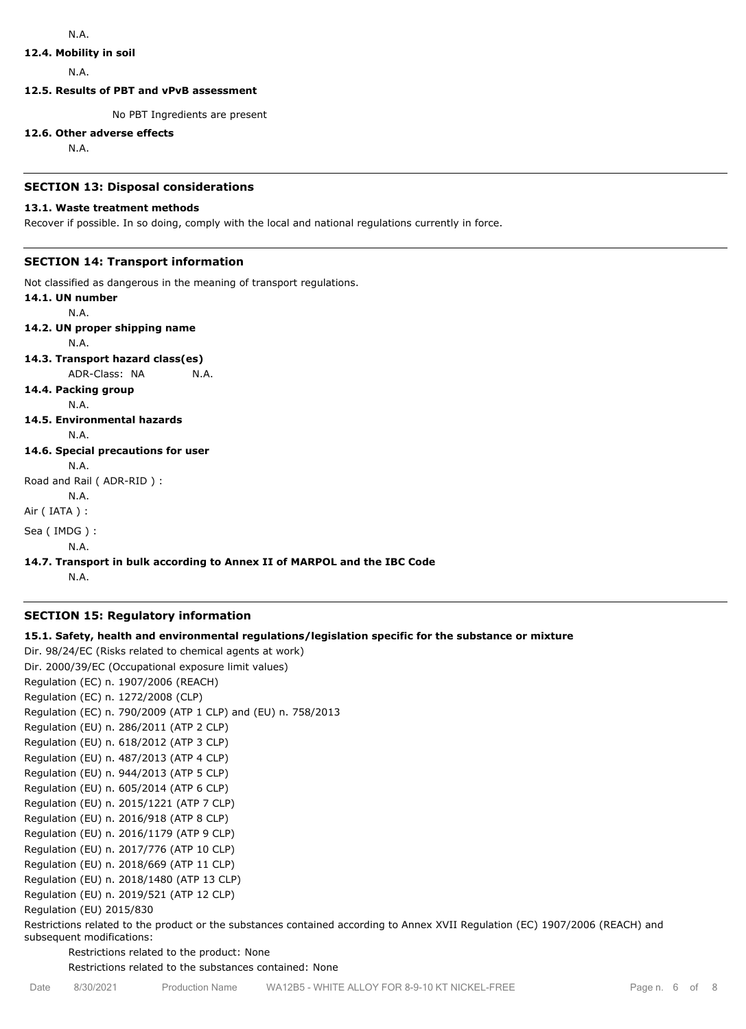N.A.

**12.4. Mobility in soil**

N.A.

**12.5. Results of PBT and vPvB assessment**

No PBT Ingredients are present

**12.6. Other adverse effects**

N.A.

## SECTION 13: Disposal considerations

**13.1. Waste treatment methods**

Recover if possible. In so doing, comply with the local and national regulations currently in force.

## SECTION 14: Transport information

Not classified as dangerous in the meaning of transport regulations.

**14.1. UN number**

N.A.

**14.2. UN proper shipping name**

N.A.

**14.3. Transport hazard class(es)**

ADR-Class: NA N.A.

**14.4. Packing group**

N.A.

**14.5. Environmental hazards**

N.A.

**14.6. Special precautions for user**

N.A.

Road and Rail ( ADR-RID ) :

N.A.

Air ( IATA ) :

Sea ( IMDG ) :

N.A.

**14.7. Transport in bulk according to Annex II of MARPOL and the IBC Code**

N.A.

## SECTION 15: Regulatory information

**15.1. Safety, health and environmental regulations/legislation specific for the substance or mixture**

Dir. 98/24/EC (Risks related to chemical agents at work)
Dir. 2000/39/EC (Occupational exposure limit values)
Regulation (EC) n. 1907/2006 (REACH)
Regulation (EC) n. 1272/2008 (CLP)
Regulation (EC) n. 790/2009 (ATP 1 CLP) and (EU) n. 758/2013
Regulation (EU) n. 286/2011 (ATP 2 CLP)
Regulation (EU) n. 618/2012 (ATP 3 CLP)
Regulation (EU) n. 487/2013 (ATP 4 CLP)
Regulation (EU) n. 944/2013 (ATP 5 CLP)
Regulation (EU) n. 605/2014 (ATP 6 CLP)
Regulation (EU) n. 2015/1221 (ATP 7 CLP)
Regulation (EU) n. 2016/918 (ATP 8 CLP)
Regulation (EU) n. 2016/1179 (ATP 9 CLP)
Regulation (EU) n. 2017/776 (ATP 10 CLP)
Regulation (EU) n. 2018/669 (ATP 11 CLP)
Regulation (EU) n. 2018/1480 (ATP 13 CLP)
Regulation (EU) n. 2019/521 (ATP 12 CLP)
Regulation (EU) 2015/830

Restrictions related to the product or the substances contained according to Annex XVII Regulation (EC) 1907/2006 (REACH) and subsequent modifications:

Restrictions related to the product: None

Restrictions related to the substances contained: None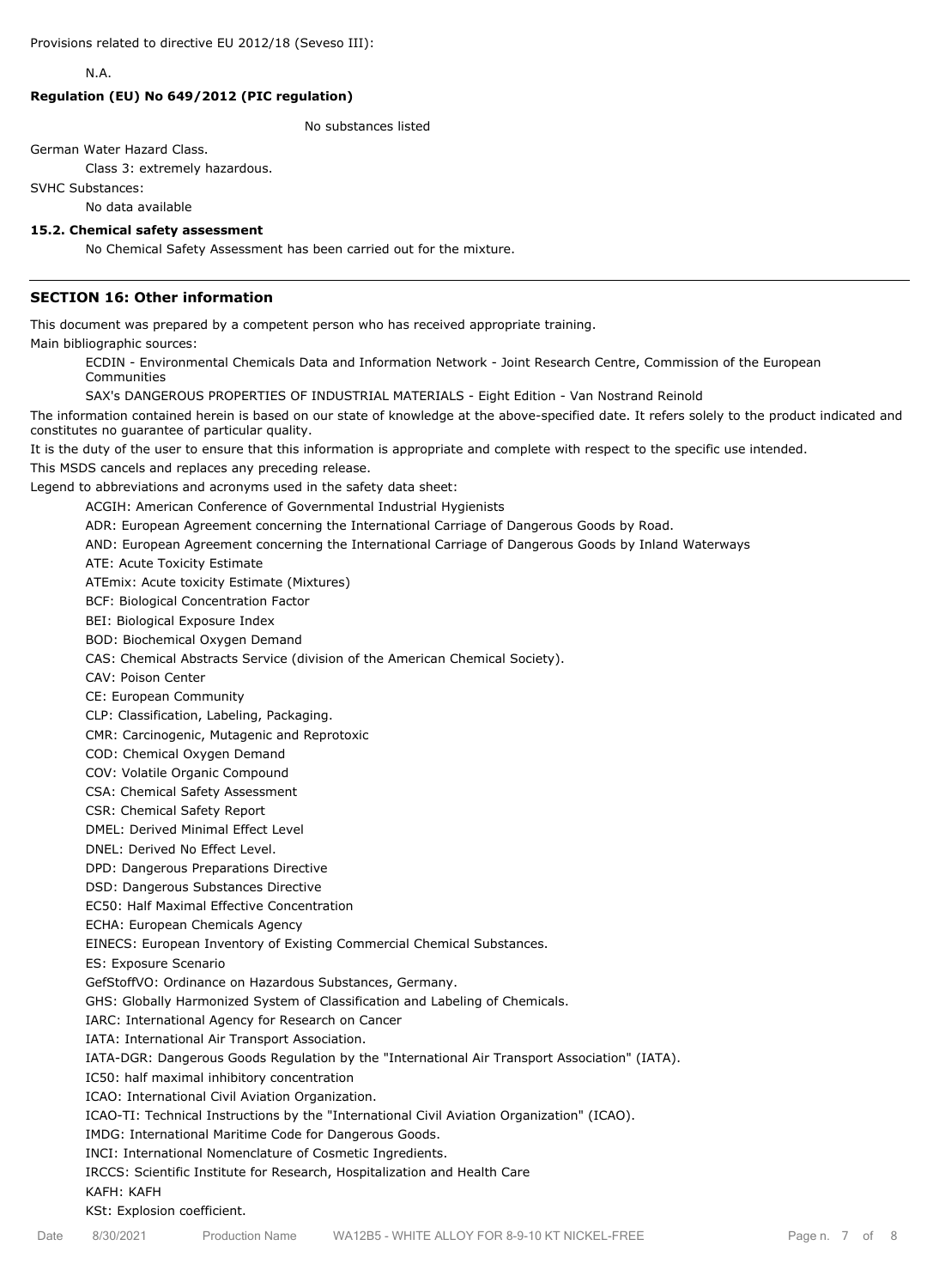Provisions related to directive EU 2012/18 (Seveso III):

N.A.

**Regulation (EU) No 649/2012 (PIC regulation)**

No substances listed

German Water Hazard Class.

Class 3: extremely hazardous.

SVHC Substances:

No data available

**15.2. Chemical safety assessment**

No Chemical Safety Assessment has been carried out for the mixture.

## SECTION 16: Other information

This document was prepared by a competent person who has received appropriate training.

Main bibliographic sources:

ECDIN - Environmental Chemicals Data and Information Network - Joint Research Centre, Commission of the European Communities

SAX's DANGEROUS PROPERTIES OF INDUSTRIAL MATERIALS - Eight Edition - Van Nostrand Reinold

The information contained herein is based on our state of knowledge at the above-specified date. It refers solely to the product indicated and constitutes no guarantee of particular quality.

It is the duty of the user to ensure that this information is appropriate and complete with respect to the specific use intended.

This MSDS cancels and replaces any preceding release.

Legend to abbreviations and acronyms used in the safety data sheet:

ACGIH: American Conference of Governmental Industrial Hygienists
ADR: European Agreement concerning the International Carriage of Dangerous Goods by Road.
AND: European Agreement concerning the International Carriage of Dangerous Goods by Inland Waterways
ATE: Acute Toxicity Estimate
ATEmix: Acute toxicity Estimate (Mixtures)
BCF: Biological Concentration Factor
BEI: Biological Exposure Index
BOD: Biochemical Oxygen Demand
CAS: Chemical Abstracts Service (division of the American Chemical Society).
CAV: Poison Center
CE: European Community
CLP: Classification, Labeling, Packaging.
CMR: Carcinogenic, Mutagenic and Reprotoxic
COD: Chemical Oxygen Demand
COV: Volatile Organic Compound
CSA: Chemical Safety Assessment
CSR: Chemical Safety Report
DMEL: Derived Minimal Effect Level
DNEL: Derived No Effect Level.
DPD: Dangerous Preparations Directive
DSD: Dangerous Substances Directive
EC50: Half Maximal Effective Concentration
ECHA: European Chemicals Agency
EINECS: European Inventory of Existing Commercial Chemical Substances.
ES: Exposure Scenario
GefStoffVO: Ordinance on Hazardous Substances, Germany.
GHS: Globally Harmonized System of Classification and Labeling of Chemicals.
IARC: International Agency for Research on Cancer
IATA: International Air Transport Association.
IATA-DGR: Dangerous Goods Regulation by the "International Air Transport Association" (IATA).
IC50: half maximal inhibitory concentration
ICAO: International Civil Aviation Organization.
ICAO-TI: Technical Instructions by the "International Civil Aviation Organization" (ICAO).
IMDG: International Maritime Code for Dangerous Goods.
INCI: International Nomenclature of Cosmetic Ingredients.
IRCCS: Scientific Institute for Research, Hospitalization and Health Care
KAFH: KAFH
KSt: Explosion coefficient.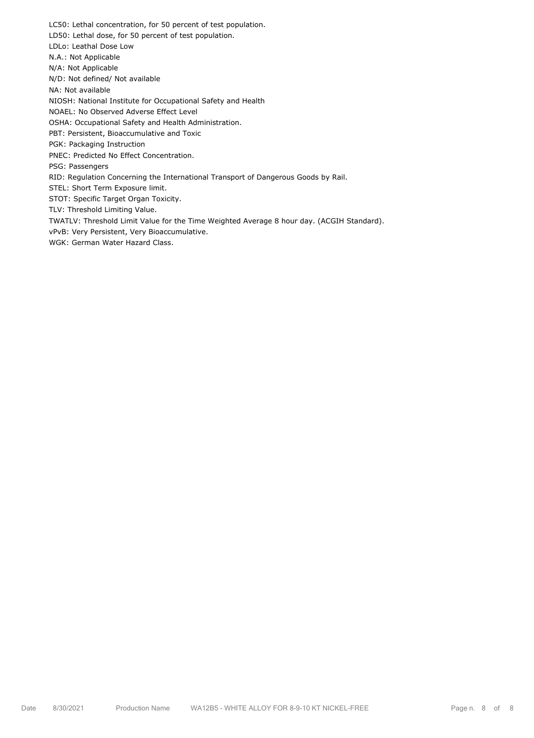LC50: Lethal concentration, for 50 percent of test population.

LD50: Lethal dose, for 50 percent of test population.

LDLo: Leathal Dose Low

N.A.: Not Applicable

N/A: Not Applicable

N/D: Not defined/ Not available

NA: Not available

NIOSH: National Institute for Occupational Safety and Health

NOAEL: No Observed Adverse Effect Level

OSHA: Occupational Safety and Health Administration.

PBT: Persistent, Bioaccumulative and Toxic

PGK: Packaging Instruction

PNEC: Predicted No Effect Concentration.

PSG: Passengers

RID: Regulation Concerning the International Transport of Dangerous Goods by Rail.

STEL: Short Term Exposure limit.

STOT: Specific Target Organ Toxicity.

TLV: Threshold Limiting Value.

TWATLV: Threshold Limit Value for the Time Weighted Average 8 hour day. (ACGIH Standard).

vPvB: Very Persistent, Very Bioaccumulative.

WGK: German Water Hazard Class.